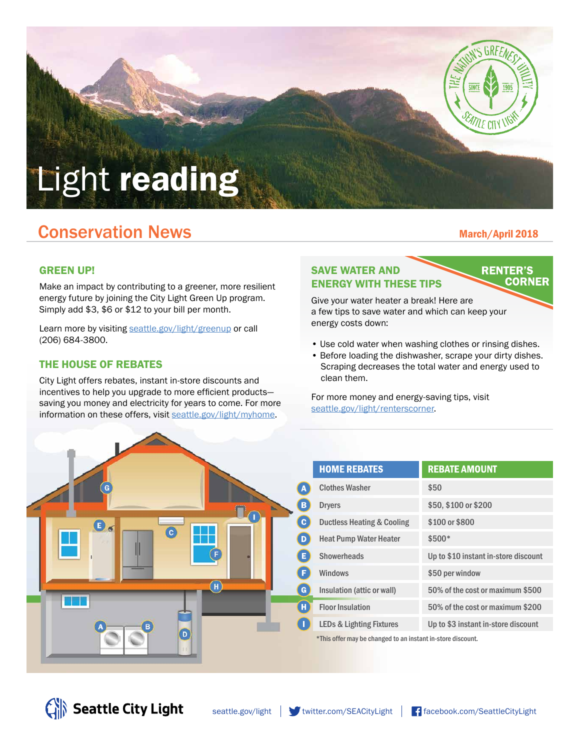# Light reading

## Conservation News

March/April 2018

### GREEN UP!

Make an impact by contributing to a greener, more resilient energy future by joining the City Light Green Up program. Simply add $3, $6 or $12 to your bill per month.

Learn more by visiting seattle.gov/light/greenup or call (206) 684-3800.

### THE HOUSE OF REBATES

City Light offers rebates, instant in-store discounts and incentives to help you upgrade to more efficient products—saving you money and electricity for years to come. For more information on these offers, visit seattle.gov/light/myhome.

### SAVE WATER AND ENERGY WITH THESE TIPS

RENTER'S CORNER

Give your water heater a break! Here are a few tips to save water and which can keep your energy costs down:

- Use cold water when washing clothes or rinsing dishes.
- Before loading the dishwasher, scrape your dirty dishes. Scraping decreases the total water and energy used to clean them.

For more money and energy-saving tips, visit seattle.gov/light/renterscorner.

| | HOME REBATES | REBATE AMOUNT |
|---|---|---|
| A | Clothes Washer | $50 |
| B | Dryers | $50, $100 or $200 |
| C | Ductless Heating & Cooling | $100 or $800 |
| D | Heat Pump Water Heater | $500* |
| E | Showerheads | Up to $10 instant in-store discount |
| F | Windows | $50 per window |
| G | Insulation (attic or wall) | 50% of the cost or maximum $500 |
| H | Floor Insulation | 50% of the cost or maximum $200 |
| I | LEDs & Lighting Fixtures | Up to $3 instant in-store discount |

*This offer may be changed to an instant in-store discount.

Seattle City Light | seattle.gov/light | twitter.com/SEACityLight | facebook.com/SeattleCityLight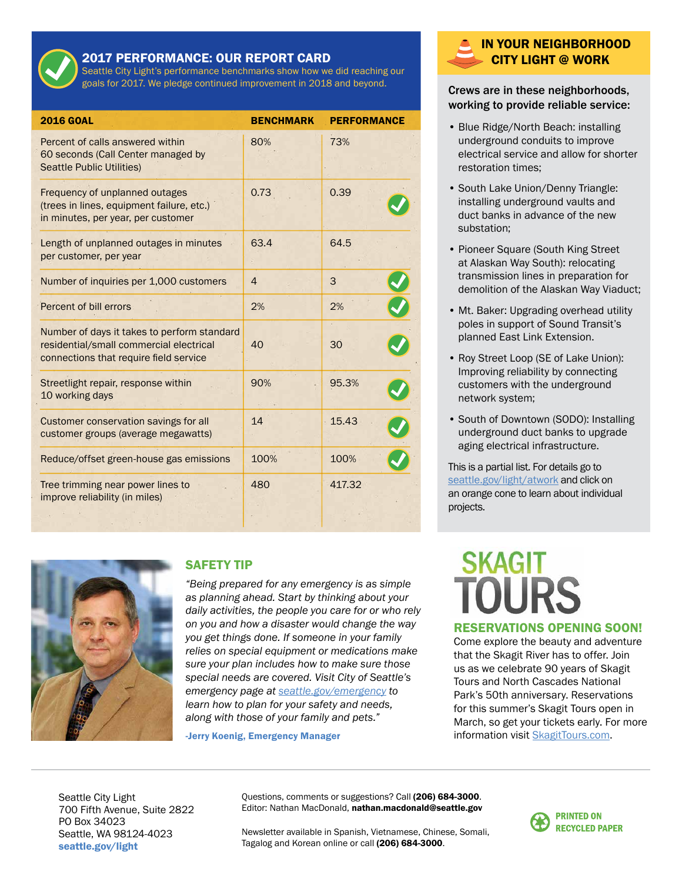## 2017 PERFORMANCE: OUR REPORT CARD

Seattle City Light's performance benchmarks show how we did reaching our goals for 2017. We pledge continued improvement in 2018 and beyond.

| 2016 GOAL | BENCHMARK | PERFORMANCE |
|---|---|---|
| Percent of calls answered within 60 seconds (Call Center managed by Seattle Public Utilities) | 80% | 73% |
| Frequency of unplanned outages (trees in lines, equipment failure, etc.) in minutes, per year, per customer | 0.73 | 0.39 ✓ |
| Length of unplanned outages in minutes per customer, per year | 63.4 | 64.5 |
| Number of inquiries per 1,000 customers | 4 | 3 ✓ |
| Percent of bill errors | 2% | 2% ✓ |
| Number of days it takes to perform standard residential/small commercial electrical connections that require field service | 40 | 30 ✓ |
| Streetlight repair, response within 10 working days | 90% | 95.3% ✓ |
| Customer conservation savings for all customer groups (average megawatts) | 14 | 15.43 ✓ |
| Reduce/offset green-house gas emissions | 100% | 100% ✓ |
| Tree trimming near power lines to improve reliability (in miles) | 480 | 417.32 |

## IN YOUR NEIGHBORHOOD CITY LIGHT @ WORK

**Crews are in these neighborhoods, working to provide reliable service:**

- Blue Ridge/North Beach: installing underground conduits to improve electrical service and allow for shorter restoration times;
- South Lake Union/Denny Triangle: installing underground vaults and duct banks in advance of the new substation;
- Pioneer Square (South King Street at Alaskan Way South): relocating transmission lines in preparation for demolition of the Alaskan Way Viaduct;
- Mt. Baker: Upgrading overhead utility poles in support of Sound Transit's planned East Link Extension.
- Roy Street Loop (SE of Lake Union): Improving reliability by connecting customers with the underground network system;
- South of Downtown (SODO): Installing underground duct banks to upgrade aging electrical infrastructure.

This is a partial list. For details go to seattle.gov/light/atwork and click on an orange cone to learn about individual projects.

## SAFETY TIP

*"Being prepared for any emergency is as simple as planning ahead. Start by thinking about your daily activities, the people you care for or who rely on you and how a disaster would change the way you get things done. If someone in your family relies on special equipment or medications make sure your plan includes how to make sure those special needs are covered. Visit City of Seattle's emergency page at seattle.gov/emergency to learn how to plan for your safety and needs, along with those of your family and pets."*

**-Jerry Koenig, Emergency Manager**

## SKAGIT TOURS

### RESERVATIONS OPENING SOON!

Come explore the beauty and adventure that the Skagit River has to offer. Join us as we celebrate 90 years of Skagit Tours and North Cascades National Park's 50th anniversary. Reservations for this summer's Skagit Tours open in March, so get your tickets early. For more information visit SkagitTours.com.

---

Seattle City Light
700 Fifth Avenue, Suite 2822
PO Box 34023
Seattle, WA 98124-4023
**seattle.gov/light**

Questions, comments or suggestions? Call **(206) 684-3000**.
Editor: Nathan MacDonald, **nathan.macdonald@seattle.gov**

Newsletter available in Spanish, Vietnamese, Chinese, Somali, Tagalog and Korean online or call **(206) 684-3000**.

PRINTED ON RECYCLED PAPER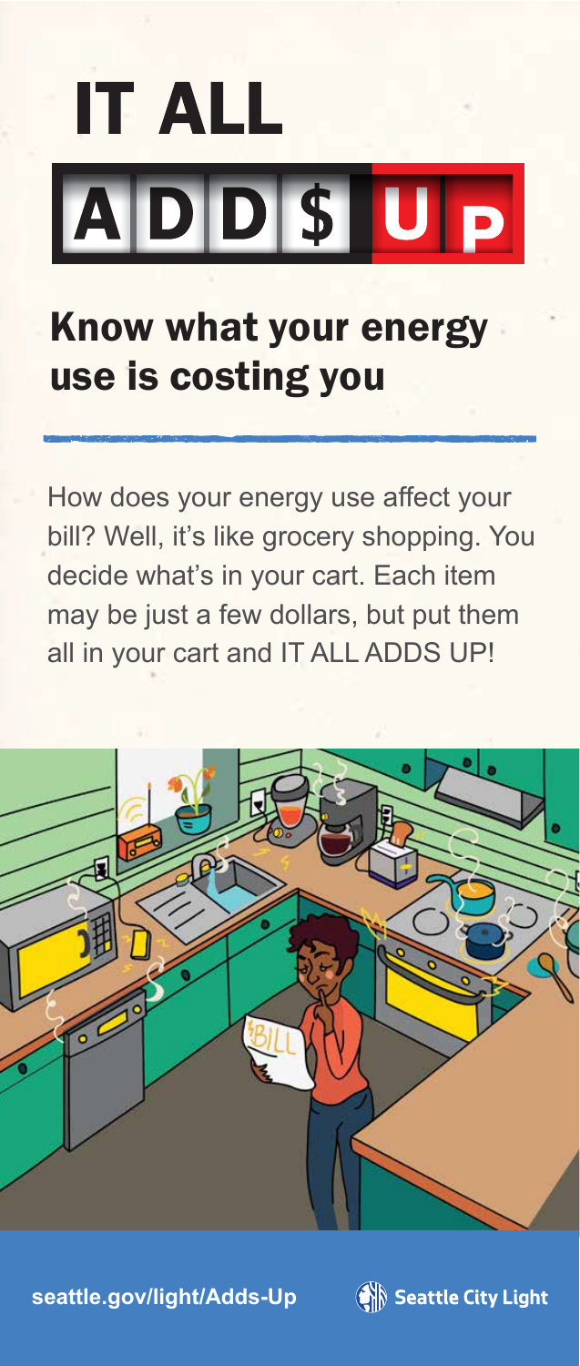# IT ALL ADD$ UP

## Know what your energy use is costing you

How does your energy use affect your bill? Well, it's like grocery shopping. You decide what's in your cart. Each item may be just a few dollars, but put them all in your cart and IT ALL ADDS UP!

seattle.gov/light/Adds-Up

Seattle City Light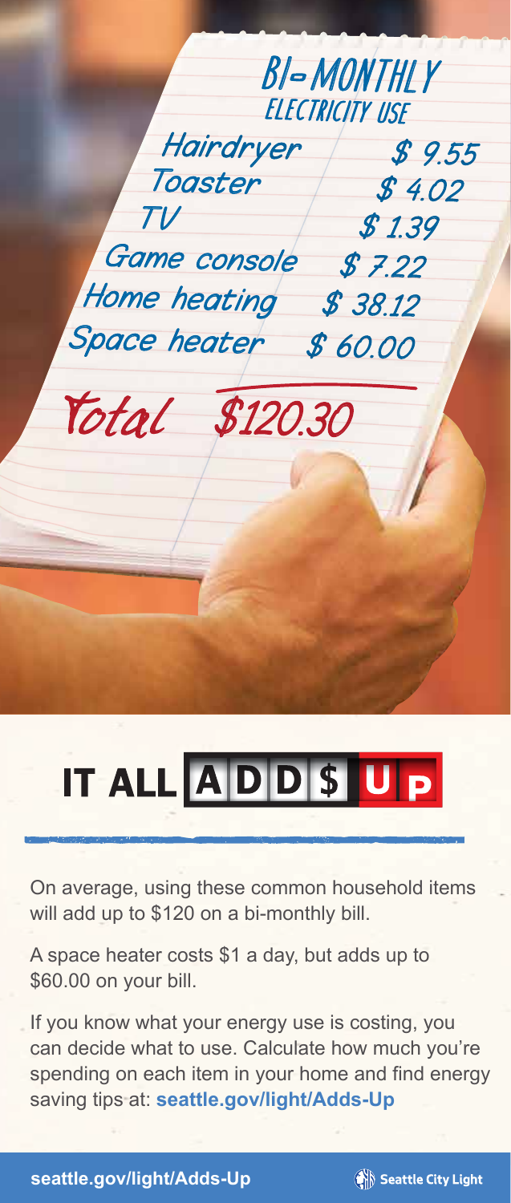## BI-MONTHLY
### ELECTRICITY USE

| | |
|---|---|
| Hairdryer | $ 9.55 |
| Toaster | $ 4.02 |
| TV | $ 1.39 |
| Game console | $ 7.22 |
| Home heating | $ 38.12 |
| Space heater | $ 60.00 |
| Total | $120.30 |

# IT ALL ADD$ UP

On average, using these common household items will add up to $120 on a bi-monthly bill.

A space heater costs $1 a day, but adds up to $60.00 on your bill.

If you know what your energy use is costing, you can decide what to use. Calculate how much you're spending on each item in your home and find energy saving tips at: **seattle.gov/light/Adds-Up**

**seattle.gov/light/Adds-Up**

Seattle City Light